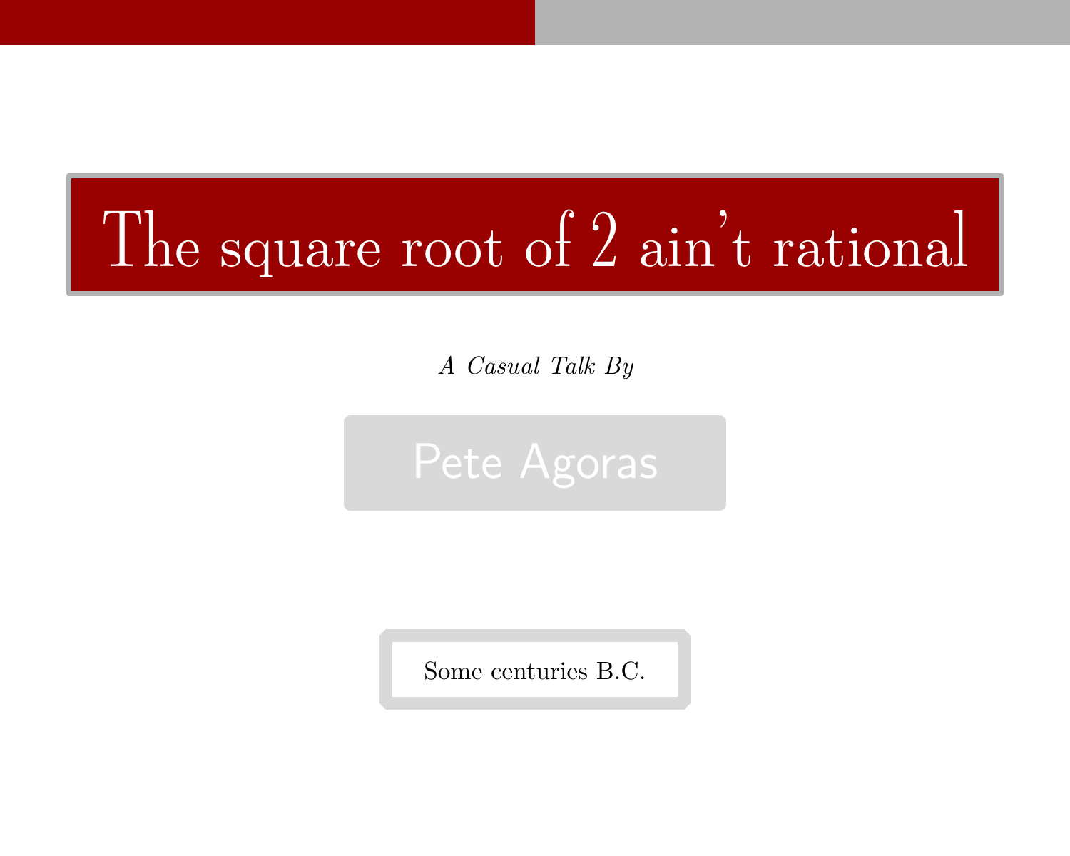# The square root of 2 ain't rational

*A Casual Talk By*

Pete Agoras

Some centuries B.C.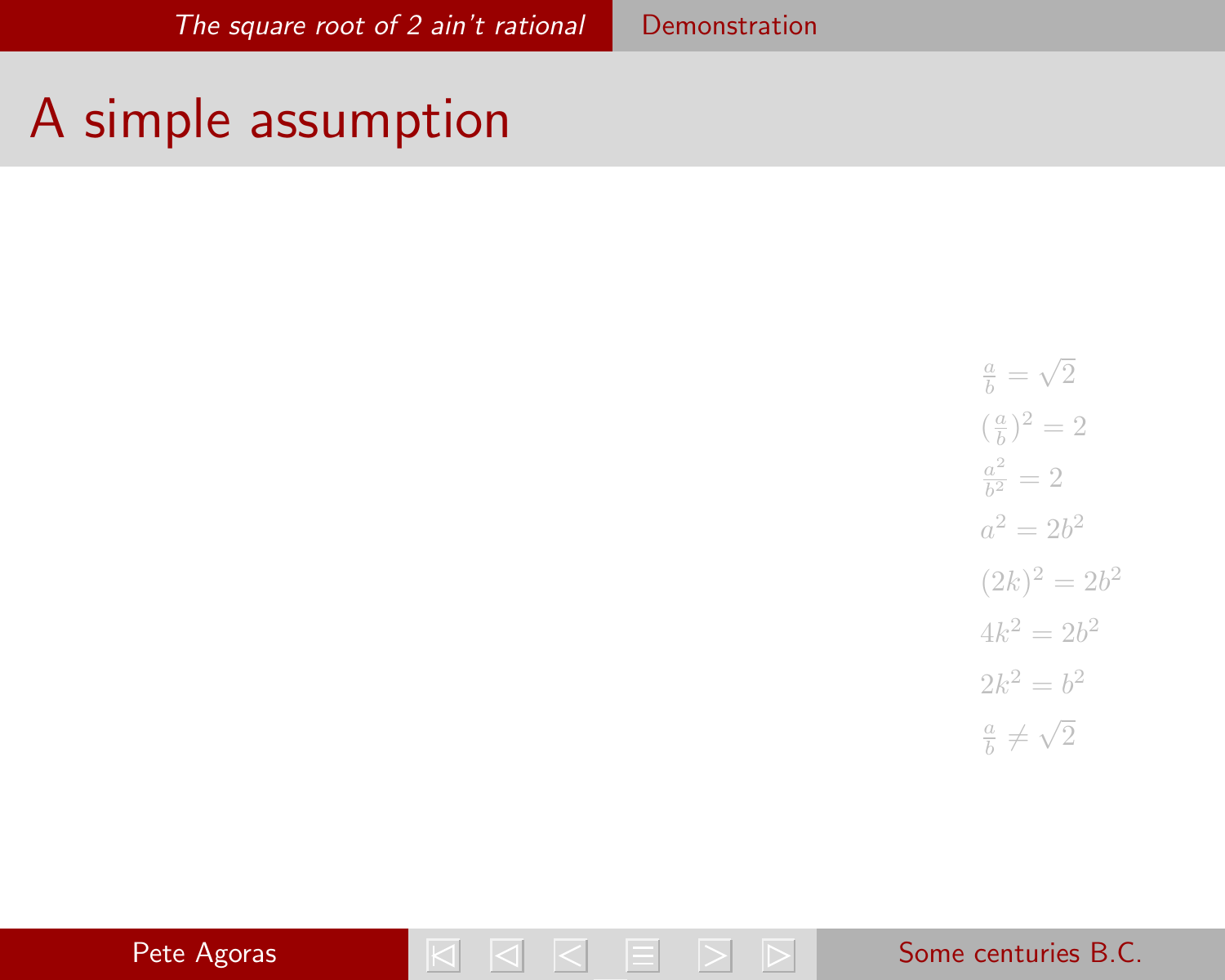# A simple assumption

$$\frac{a}{b} = \sqrt{2}$$

$$(\frac{a}{b})^2 = 2$$

$$\frac{a^2}{b^2} = 2$$

$$a^2 = 2b^2$$

$$(2k)^2 = 2b^2$$

$$4k^2 = 2b^2$$

$$2k^2 = b^2$$

$$\frac{a}{b} \neq \sqrt{2}$$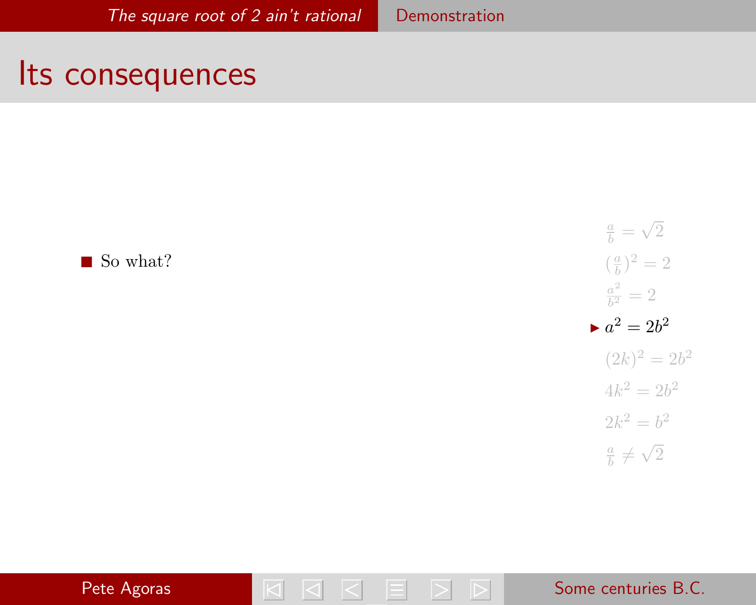## Its consequences

- So what?

$\frac{a}{b} = \sqrt{2}$

$(\frac{a}{b})^2 = 2$

$\frac{a^2}{b^2} = 2$

- $a^2 = 2b^2$

$(2k)^2 = 2b^2$

$4k^2 = 2b^2$

$2k^2 = b^2$

$\frac{a}{b} \neq \sqrt{2}$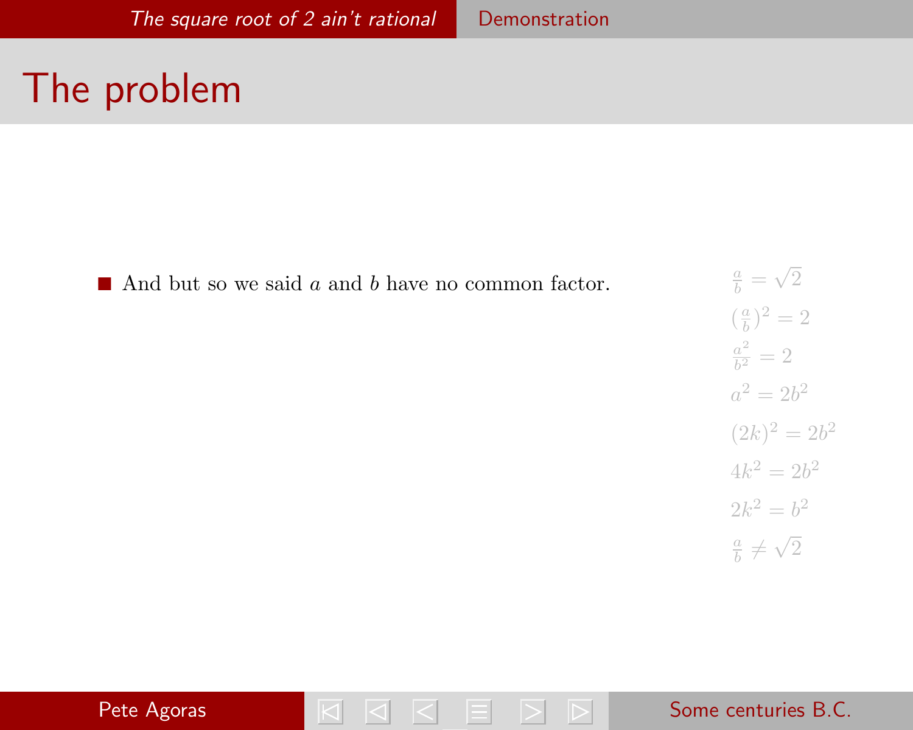# The problem

- And but so we said $a$ and $b$ have no common factor.

$$\frac{a}{b} = \sqrt{2}$$

$$(\frac{a}{b})^2 = 2$$

$$\frac{a^2}{b^2} = 2$$

$$a^2 = 2b^2$$

$$(2k)^2 = 2b^2$$

$$4k^2 = 2b^2$$

$$2k^2 = b^2$$

$$\frac{a}{b} \neq \sqrt{2}$$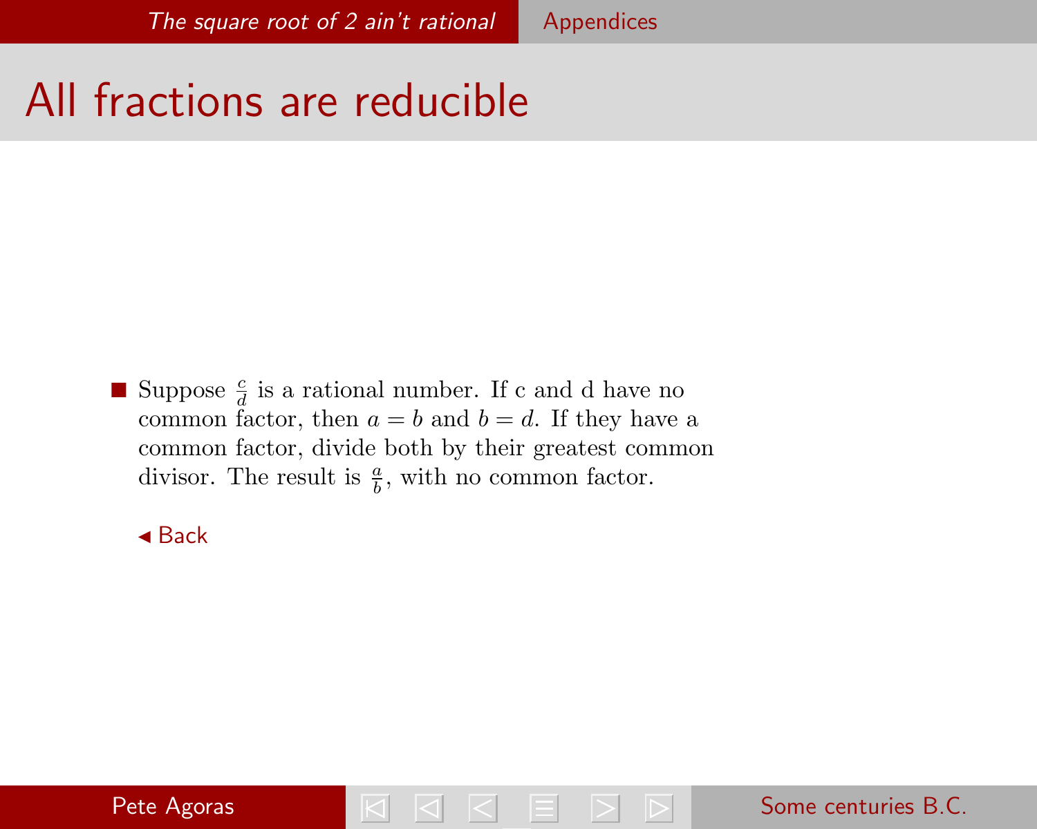# All fractions are reducible

- Suppose $\frac{c}{d}$ is a rational number. If c and d have no common factor, then $a = b$ and $b = d$. If they have a common factor, divide both by their greatest common divisor. The result is $\frac{a}{b}$, with no common factor.

◂ Back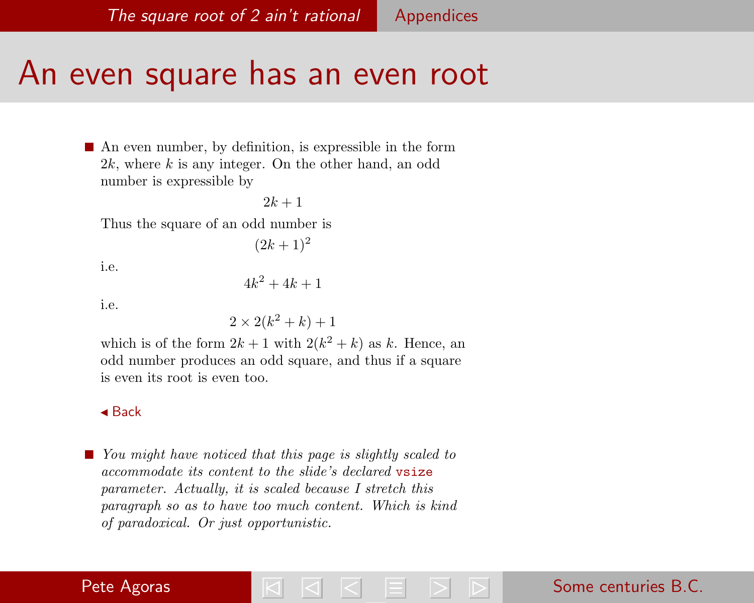# An even square has an even root

- An even number, by definition, is expressible in the form $2k$, where $k$ is any integer. On the other hand, an odd number is expressible by

  $$2k + 1$$

  Thus the square of an odd number is

  $$(2k + 1)^2$$

  i.e.

  $$4k^2 + 4k + 1$$

  i.e.

  $$2 \times 2(k^2 + k) + 1$$

  which is of the form $2k + 1$ with $2(k^2 + k)$ as $k$. Hence, an odd number produces an odd square, and thus if a square is even its root is even too.

  ◂ Back

- *You might have noticed that this page is slightly scaled to accommodate its content to the slide's declared* `vsize` *parameter. Actually, it is scaled because I stretch this paragraph so as to have too much content. Which is kind of paradoxical. Or just opportunistic.*